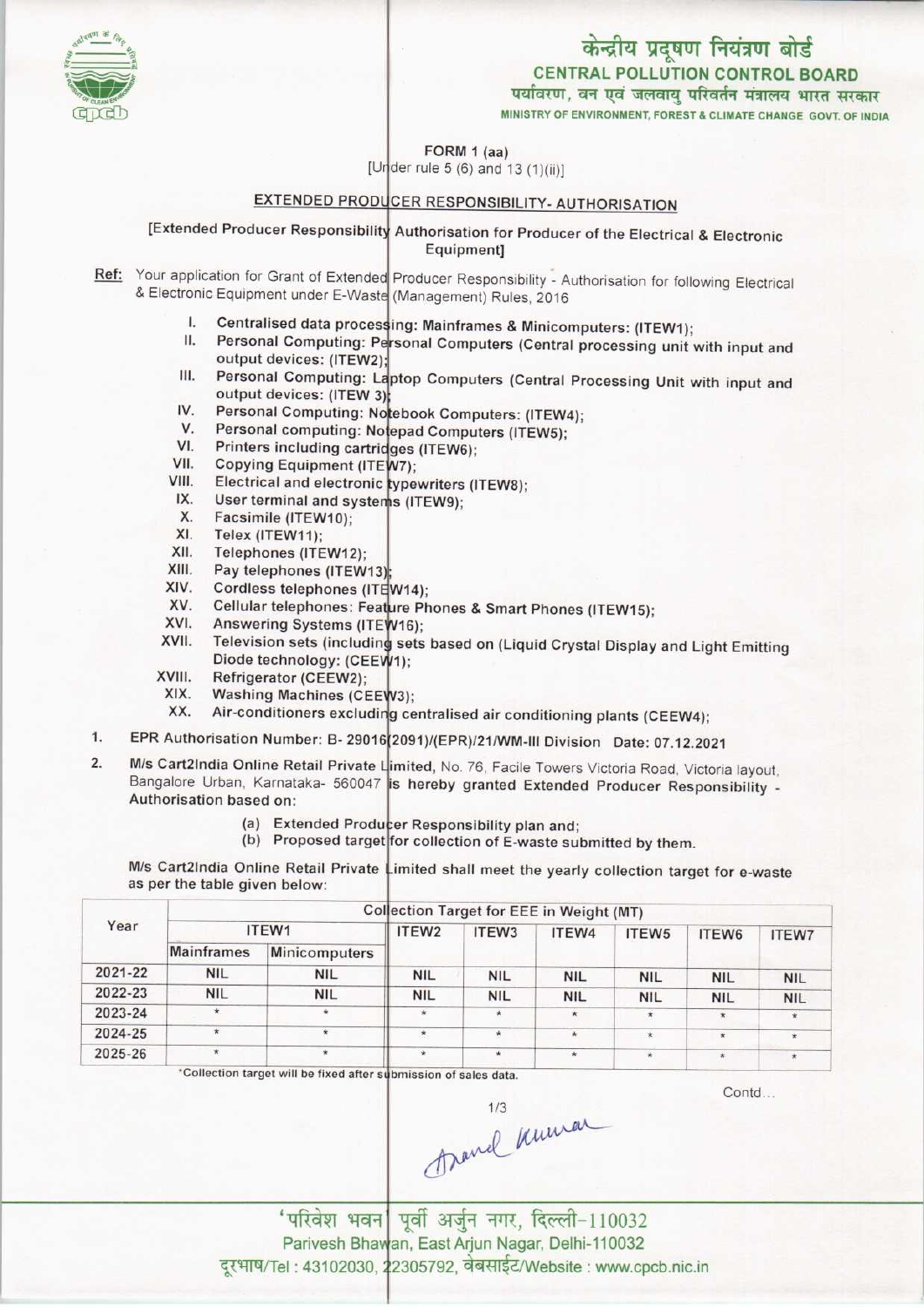# केन्द्रीय प्रदूषण नियंत्रण बोर्ड
## CENTRAL POLLUTION CONTROL BOARD
पर्यावरण, वन एवं जलवायु परिवर्तन मंत्रालय भारत सरकार
MINISTRY OF ENVIRONMENT, FOREST & CLIMATE CHANGE GOVT. OF INDIA

FORM 1 (aa)
[Under rule 5 (6) and 13 (1)(ii)]

### EXTENDED PRODUCER RESPONSIBILITY- AUTHORISATION

[Extended Producer Responsibility Authorisation for Producer of the Electrical & Electronic Equipment]

**Ref:** Your application for Grant of Extended Producer Responsibility - Authorisation for following Electrical & Electronic Equipment under E-Waste (Management) Rules, 2016

I. Centralised data processing: Mainframes & Minicomputers: (ITEW1);
II. Personal Computing: Personal Computers (Central processing unit with input and output devices: (ITEW2);
III. Personal Computing: Laptop Computers (Central Processing Unit with input and output devices: (ITEW 3);
IV. Personal Computing: Notebook Computers: (ITEW4);
V. Personal computing: Notepad Computers (ITEW5);
VI. Printers including cartridges (ITEW6);
VII. Copying Equipment (ITEW7);
VIII. Electrical and electronic typewriters (ITEW8);
IX. User terminal and systems (ITEW9);
X. Facsimile (ITEW10);
XI. Telex (ITEW11);
XII. Telephones (ITEW12);
XIII. Pay telephones (ITEW13);
XIV. Cordless telephones (ITEW14);
XV. Cellular telephones: Feature Phones & Smart Phones (ITEW15);
XVI. Answering Systems (ITEW16);
XVII. Television sets (including sets based on (Liquid Crystal Display and Light Emitting Diode technology: (CEEW1);
XVIII. Refrigerator (CEEW2);
XIX. Washing Machines (CEEW3);
XX. Air-conditioners excluding centralised air conditioning plants (CEEW4);

1. EPR Authorisation Number: B- 29016(2091)/(EPR)/21/WM-III Division Date: 07.12.2021

2. M/s Cart2India Online Retail Private Limited, No. 76, Facile Towers Victoria Road, Victoria layout, Bangalore Urban, Karnataka- 560047 is hereby granted Extended Producer Responsibility - Authorisation based on:

   (a) Extended Producer Responsibility plan and;
   (b) Proposed target for collection of E-waste submitted by them.

M/s Cart2India Online Retail Private Limited shall meet the yearly collection target for e-waste as per the table given below:

| Year | Collection Target for EEE in Weight (MT) | | | | | | | |
|---|---|---|---|---|---|---|---|---|
| | ITEW1 | | ITEW2 | ITEW3 | ITEW4 | ITEW5 | ITEW6 | ITEW7 |
| | Mainframes | Minicomputers | | | | | | |
| 2021-22 | NIL | NIL | NIL | NIL | NIL | NIL | NIL | NIL |
| 2022-23 | NIL | NIL | NIL | NIL | NIL | NIL | NIL | NIL |
| 2023-24 | * | * | * | * | * | * | * | * |
| 2024-25 | * | * | * | * | * | * | * | * |
| 2025-26 | * | * | * | * | * | * | * | * |

*Collection target will be fixed after submission of sales data.

Contd...

'परिवेश भवन' पूर्वी अर्जुन नगर, दिल्ली-110032
Parivesh Bhawan, East Arjun Nagar, Delhi-110032
दूरभाष/Tel : 43102030, 22305792, वेबसाईट/Website : www.cpcb.nic.in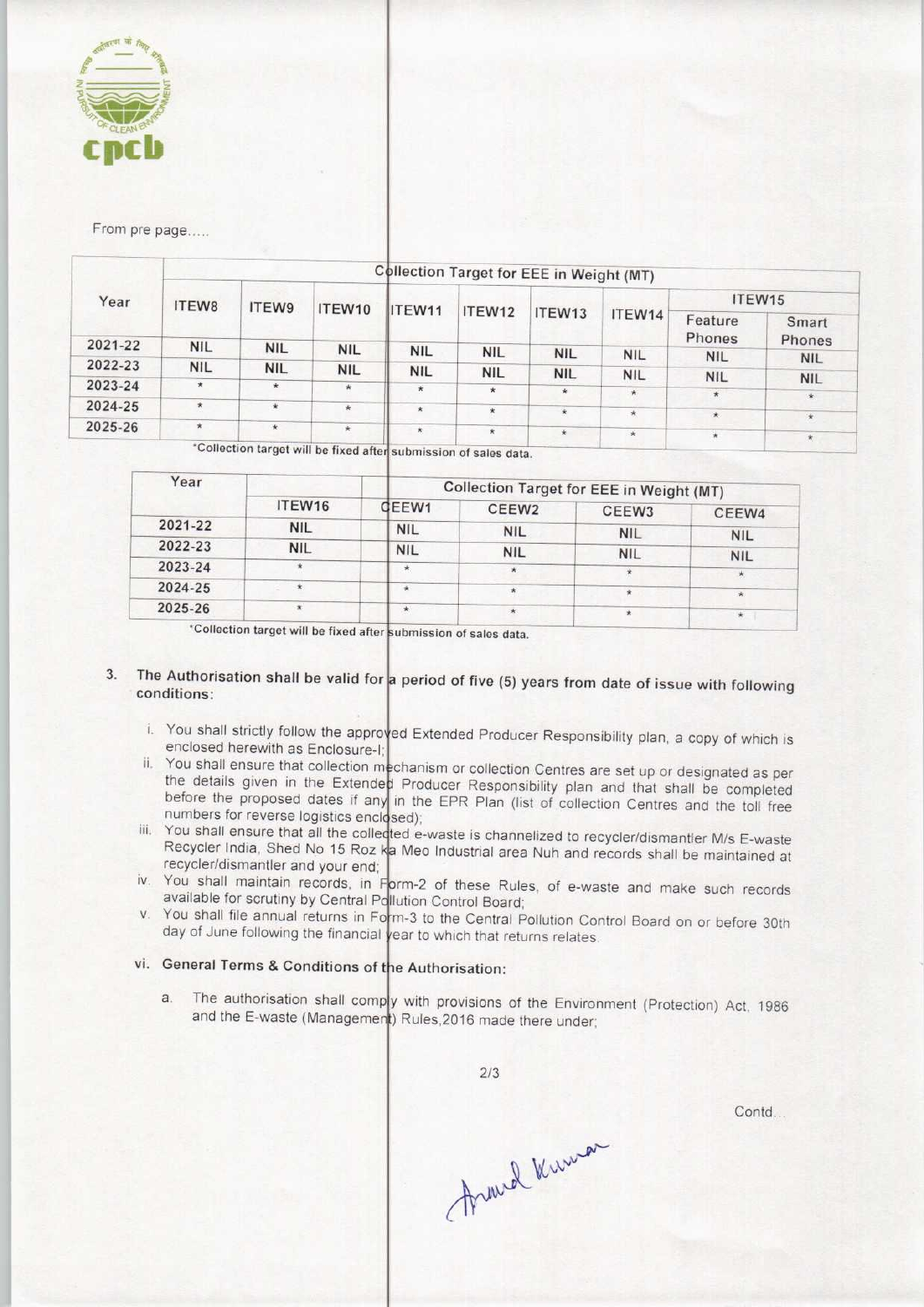From pre page.....

| Year | Collection Target for EEE in Weight (MT) | | | | | | | | |
|---|---|---|---|---|---|---|---|---|---|
| | ITEW8 | ITEW9 | ITEW10 | ITEW11 | ITEW12 | ITEW13 | ITEW14 | ITEW15 | |
| | | | | | | | | Feature Phones | Smart Phones |
| 2021-22 | NIL | NIL | NIL | NIL | NIL | NIL | NIL | NIL | NIL |
| 2022-23 | NIL | NIL | NIL | NIL | NIL | NIL | NIL | NIL | NIL |
| 2023-24 | * | * | * | * | * | * | * | * | * |
| 2024-25 | * | * | * | * | * | * | * | * | * |
| 2025-26 | * | * | * | * | * | * | * | * | * |

*Collection target will be fixed after submission of sales data.

| Year | Collection Target for EEE in Weight (MT) | | | | |
|---|---|---|---|---|---|
| | ITEW16 | CEEW1 | CEEW2 | CEEW3 | CEEW4 |
| 2021-22 | NIL | NIL | NIL | NIL | NIL |
| 2022-23 | NIL | NIL | NIL | NIL | NIL |
| 2023-24 | * | * | * | * | * |
| 2024-25 | * | * | * | * | * |
| 2025-26 | * | * | * | * | * |

*Collection target will be fixed after submission of sales data.

3. The Authorisation shall be valid for a period of five (5) years from date of issue with following conditions:

   i. You shall strictly follow the approved Extended Producer Responsibility plan, a copy of which is enclosed herewith as Enclosure-I;

   ii. You shall ensure that collection mechanism or collection Centres are set up or designated as per the details given in the Extended Producer Responsibility plan and that shall be completed before the proposed dates if any in the EPR Plan (list of collection Centres and the toll free numbers for reverse logistics enclosed);

   iii. You shall ensure that all the collected e-waste is channelized to recycler/dismantler M/s E-waste Recycler India, Shed No 15 Roz ka Meo Industrial area Nuh and records shall be maintained at recycler/dismantler and your end;

   iv. You shall maintain records, in Form-2 of these Rules, of e-waste and make such records available for scrutiny by Central Pollution Control Board;

   v. You shall file annual returns in Form-3 to the Central Pollution Control Board on or before 30th day of June following the financial year to which that returns relates.

   vi. **General Terms & Conditions of the Authorisation:**

      a. The authorisation shall comply with provisions of the Environment (Protection) Act, 1986 and the E-waste (Management) Rules,2016 made there under;

Contd...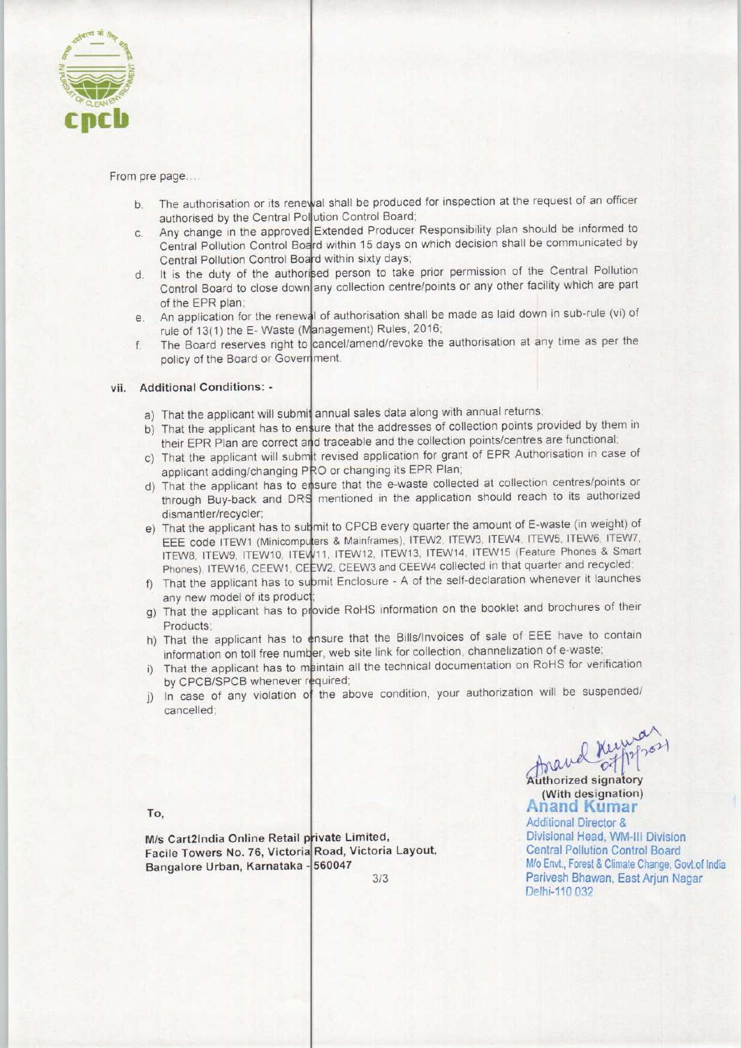From pre page....

b. The authorisation or its renewal shall be produced for inspection at the request of an officer authorised by the Central Pollution Control Board;
c. Any change in the approved Extended Producer Responsibility plan should be informed to Central Pollution Control Board within 15 days on which decision shall be communicated by Central Pollution Control Board within sixty days;
d. It is the duty of the authorised person to take prior permission of the Central Pollution Control Board to close down any collection centre/points or any other facility which are part of the EPR plan;
e. An application for the renewal of authorisation shall be made as laid down in sub-rule (vi) of rule of 13(1) the E- Waste (Management) Rules, 2016;
f. The Board reserves right to cancel/amend/revoke the authorisation at any time as per the policy of the Board or Government.

vii. **Additional Conditions: -**

a) That the applicant will submit annual sales data along with annual returns;
b) That the applicant has to ensure that the addresses of collection points provided by them in their EPR Plan are correct and traceable and the collection points/centres are functional;
c) That the applicant will submit revised application for grant of EPR Authorisation in case of applicant adding/changing PRO or changing its EPR Plan;
d) That the applicant has to ensure that the e-waste collected at collection centres/points or through Buy-back and DRS mentioned in the application should reach to its authorized dismantler/recycler;
e) That the applicant has to submit to CPCB every quarter the amount of E-waste (in weight) of EEE code ITEW1 (Minicomputers & Mainframes), ITEW2, ITEW3, ITEW4, ITEW5, ITEW6, ITEW7, ITEW8, ITEW9, ITEW10, ITEW11, ITEW12, ITEW13, ITEW14, ITEW15 (Feature Phones & Smart Phones), ITEW16, CEEW1, CEEW2, CEEW3 and CEEW4 collected in that quarter and recycled;
f) That the applicant has to submit Enclosure - A of the self-declaration whenever it launches any new model of its product;
g) That the applicant has to provide RoHS information on the booklet and brochures of their Products;
h) That the applicant has to ensure that the Bills/Invoices of sale of EEE have to contain information on toll free number, web site link for collection, channelization of e-waste;
i) That the applicant has to maintain all the technical documentation on RoHS for verification by CPCB/SPCB whenever required;
j) In case of any violation of the above condition, your authorization will be suspended/ cancelled;

Anand Kumar 07/12/2021

Authorized signatory
(With designation)
**Anand Kumar**
Additional Director &
Divisional Head, WM-III Division
Central Pollution Control Board
M/o Envt., Forest & Climate Change, Govt.of India
Parivesh Bhawan, East Arjun Nagar
Delhi-110 032

To,

**M/s Cart2India Online Retail private Limited,**
**Facile Towers No. 76, Victoria Road, Victoria Layout,**
**Bangalore Urban, Karnataka - 560047**